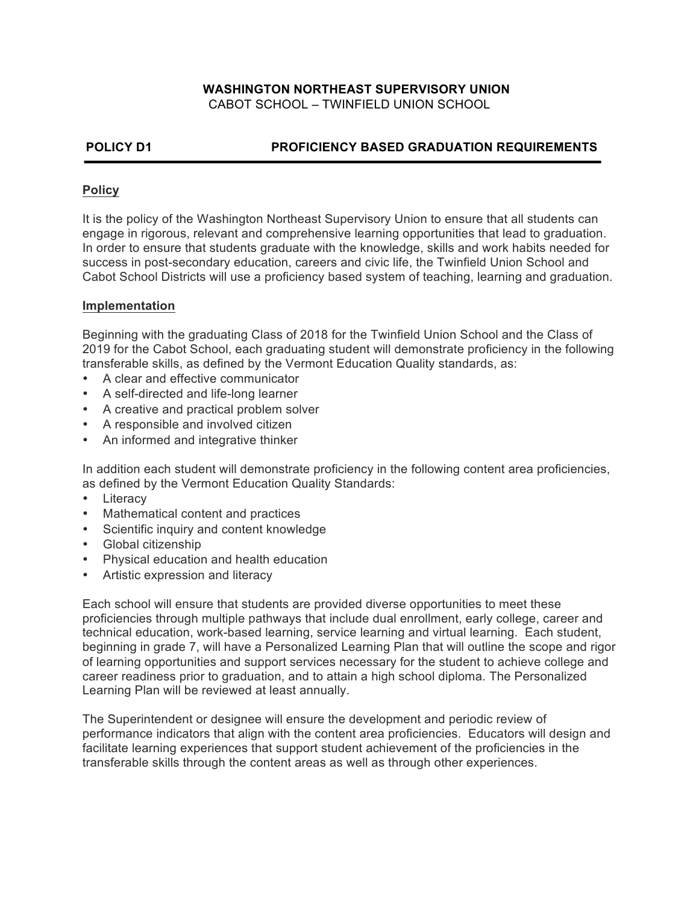# WASHINGTON NORTHEAST SUPERVISORY UNION

CABOT SCHOOL – TWINFIELD UNION SCHOOL

## POLICY D1 PROFICIENCY BASED GRADUATION REQUIREMENTS

### Policy

It is the policy of the Washington Northeast Supervisory Union to ensure that all students can engage in rigorous, relevant and comprehensive learning opportunities that lead to graduation. In order to ensure that students graduate with the knowledge, skills and work habits needed for success in post-secondary education, careers and civic life, the Twinfield Union School and Cabot School Districts will use a proficiency based system of teaching, learning and graduation.

### Implementation

Beginning with the graduating Class of 2018 for the Twinfield Union School and the Class of 2019 for the Cabot School, each graduating student will demonstrate proficiency in the following transferable skills, as defined by the Vermont Education Quality standards, as:

- A clear and effective communicator
- A self-directed and life-long learner
- A creative and practical problem solver
- A responsible and involved citizen
- An informed and integrative thinker

In addition each student will demonstrate proficiency in the following content area proficiencies, as defined by the Vermont Education Quality Standards:

- Literacy
- Mathematical content and practices
- Scientific inquiry and content knowledge
- Global citizenship
- Physical education and health education
- Artistic expression and literacy

Each school will ensure that students are provided diverse opportunities to meet these proficiencies through multiple pathways that include dual enrollment, early college, career and technical education, work-based learning, service learning and virtual learning. Each student, beginning in grade 7, will have a Personalized Learning Plan that will outline the scope and rigor of learning opportunities and support services necessary for the student to achieve college and career readiness prior to graduation, and to attain a high school diploma. The Personalized Learning Plan will be reviewed at least annually.

The Superintendent or designee will ensure the development and periodic review of performance indicators that align with the content area proficiencies. Educators will design and facilitate learning experiences that support student achievement of the proficiencies in the transferable skills through the content areas as well as through other experiences.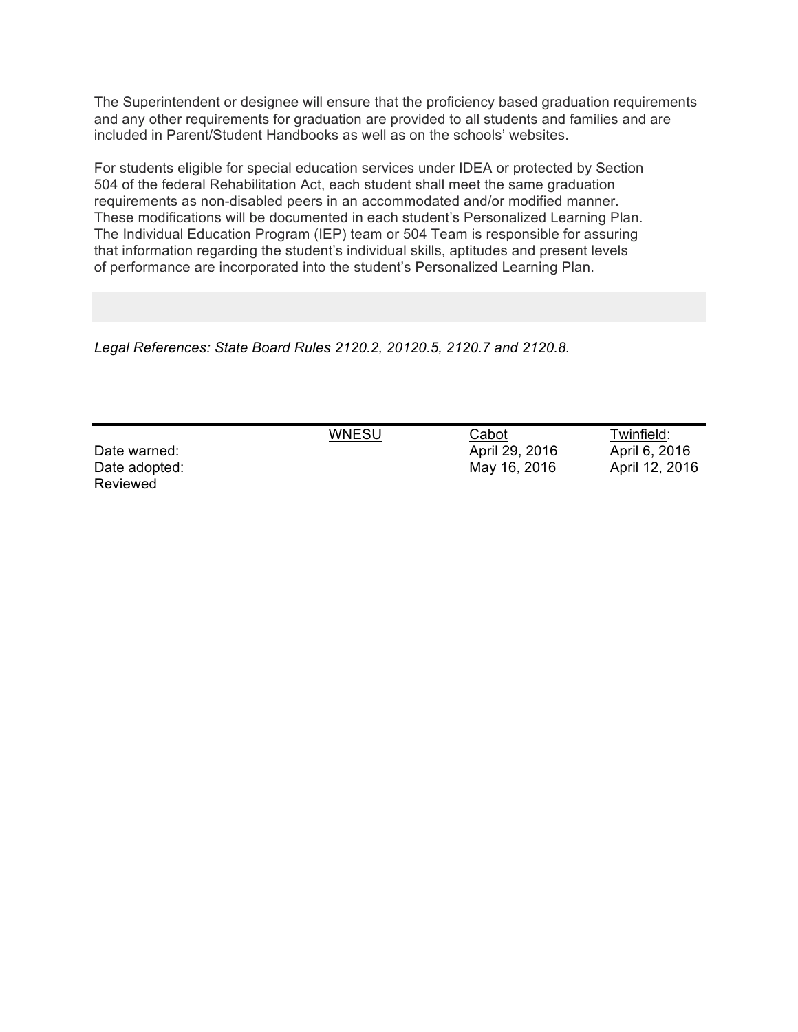The Superintendent or designee will ensure that the proficiency based graduation requirements and any other requirements for graduation are provided to all students and families and are included in Parent/Student Handbooks as well as on the schools' websites.

For students eligible for special education services under IDEA or protected by Section 504 of the federal Rehabilitation Act, each student shall meet the same graduation requirements as non-disabled peers in an accommodated and/or modified manner. These modifications will be documented in each student's Personalized Learning Plan. The Individual Education Program (IEP) team or 504 Team is responsible for assuring that information regarding the student's individual skills, aptitudes and present levels of performance are incorporated into the student's Personalized Learning Plan.

*Legal References: State Board Rules 2120.2, 20120.5, 2120.7 and 2120.8.*

| | WNESU | Cabot | Twinfield: |
|---|---|---|---|
| Date warned: | | April 29, 2016 | April 6, 2016 |
| Date adopted: | | May 16, 2016 | April 12, 2016 |
| Reviewed | | | |